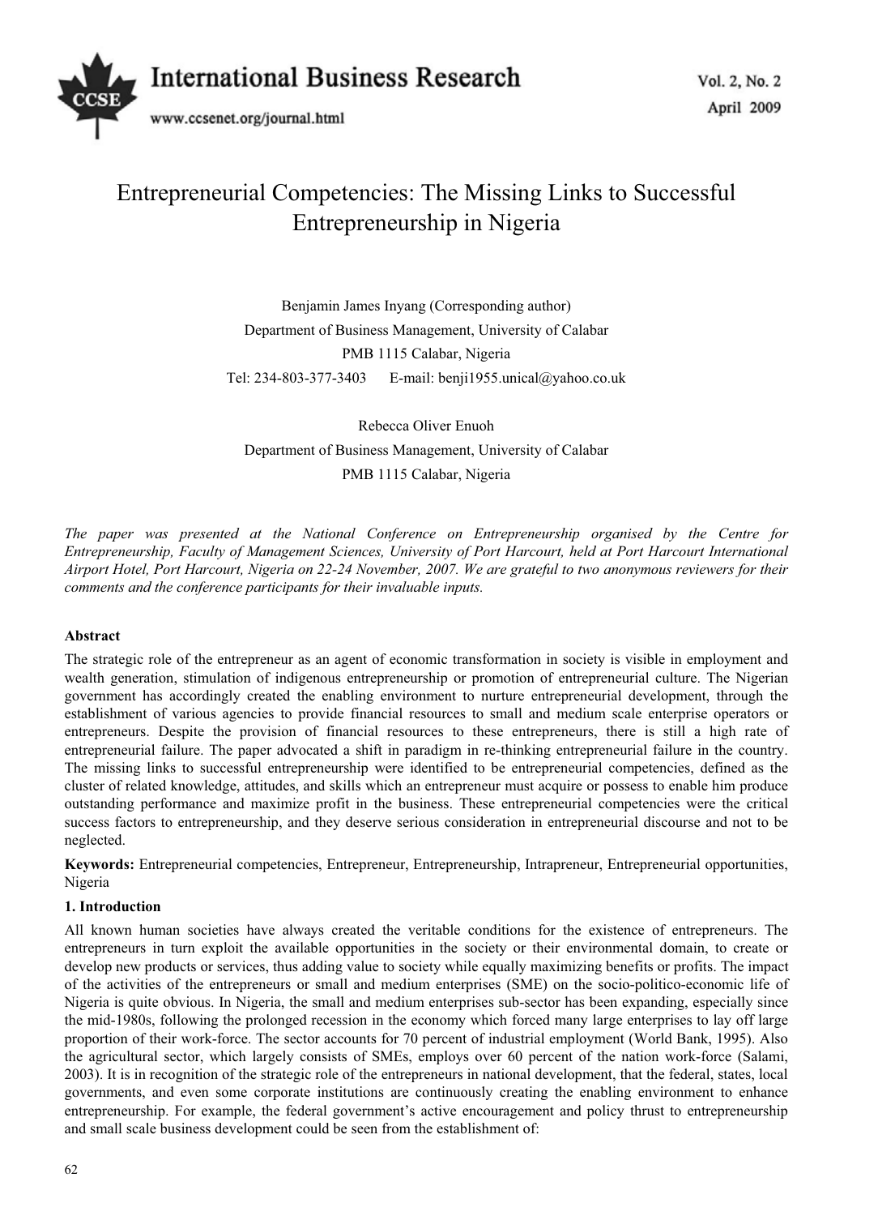# Entrepreneurial Competencies: The Missing Links to Successful Entrepreneurship in Nigeria

Benjamin James Inyang (Corresponding author)
Department of Business Management, University of Calabar
PMB 1115 Calabar, Nigeria
Tel: 234-803-377-3403 E-mail: benji1955.unical@yahoo.co.uk

Rebecca Oliver Enuoh
Department of Business Management, University of Calabar
PMB 1115 Calabar, Nigeria

*The paper was presented at the National Conference on Entrepreneurship organised by the Centre for Entrepreneurship, Faculty of Management Sciences, University of Port Harcourt, held at Port Harcourt International Airport Hotel, Port Harcourt, Nigeria on 22-24 November, 2007. We are grateful to two anonymous reviewers for their comments and the conference participants for their invaluable inputs.*

**Abstract**

The strategic role of the entrepreneur as an agent of economic transformation in society is visible in employment and wealth generation, stimulation of indigenous entrepreneurship or promotion of entrepreneurial culture. The Nigerian government has accordingly created the enabling environment to nurture entrepreneurial development, through the establishment of various agencies to provide financial resources to small and medium scale enterprise operators or entrepreneurs. Despite the provision of financial resources to these entrepreneurs, there is still a high rate of entrepreneurial failure. The paper advocated a shift in paradigm in re-thinking entrepreneurial failure in the country. The missing links to successful entrepreneurship were identified to be entrepreneurial competencies, defined as the cluster of related knowledge, attitudes, and skills which an entrepreneur must acquire or possess to enable him produce outstanding performance and maximize profit in the business. These entrepreneurial competencies were the critical success factors to entrepreneurship, and they deserve serious consideration in entrepreneurial discourse and not to be neglected.

**Keywords:** Entrepreneurial competencies, Entrepreneur, Entrepreneurship, Intrapreneur, Entrepreneurial opportunities, Nigeria

## 1. Introduction

All known human societies have always created the veritable conditions for the existence of entrepreneurs. The entrepreneurs in turn exploit the available opportunities in the society or their environmental domain, to create or develop new products or services, thus adding value to society while equally maximizing benefits or profits. The impact of the activities of the entrepreneurs or small and medium enterprises (SME) on the socio-politico-economic life of Nigeria is quite obvious. In Nigeria, the small and medium enterprises sub-sector has been expanding, especially since the mid-1980s, following the prolonged recession in the economy which forced many large enterprises to lay off large proportion of their work-force. The sector accounts for 70 percent of industrial employment (World Bank, 1995). Also the agricultural sector, which largely consists of SMEs, employs over 60 percent of the nation work-force (Salami, 2003). It is in recognition of the strategic role of the entrepreneurs in national development, that the federal, states, local governments, and even some corporate institutions are continuously creating the enabling environment to enhance entrepreneurship. For example, the federal government's active encouragement and policy thrust to entrepreneurship and small scale business development could be seen from the establishment of: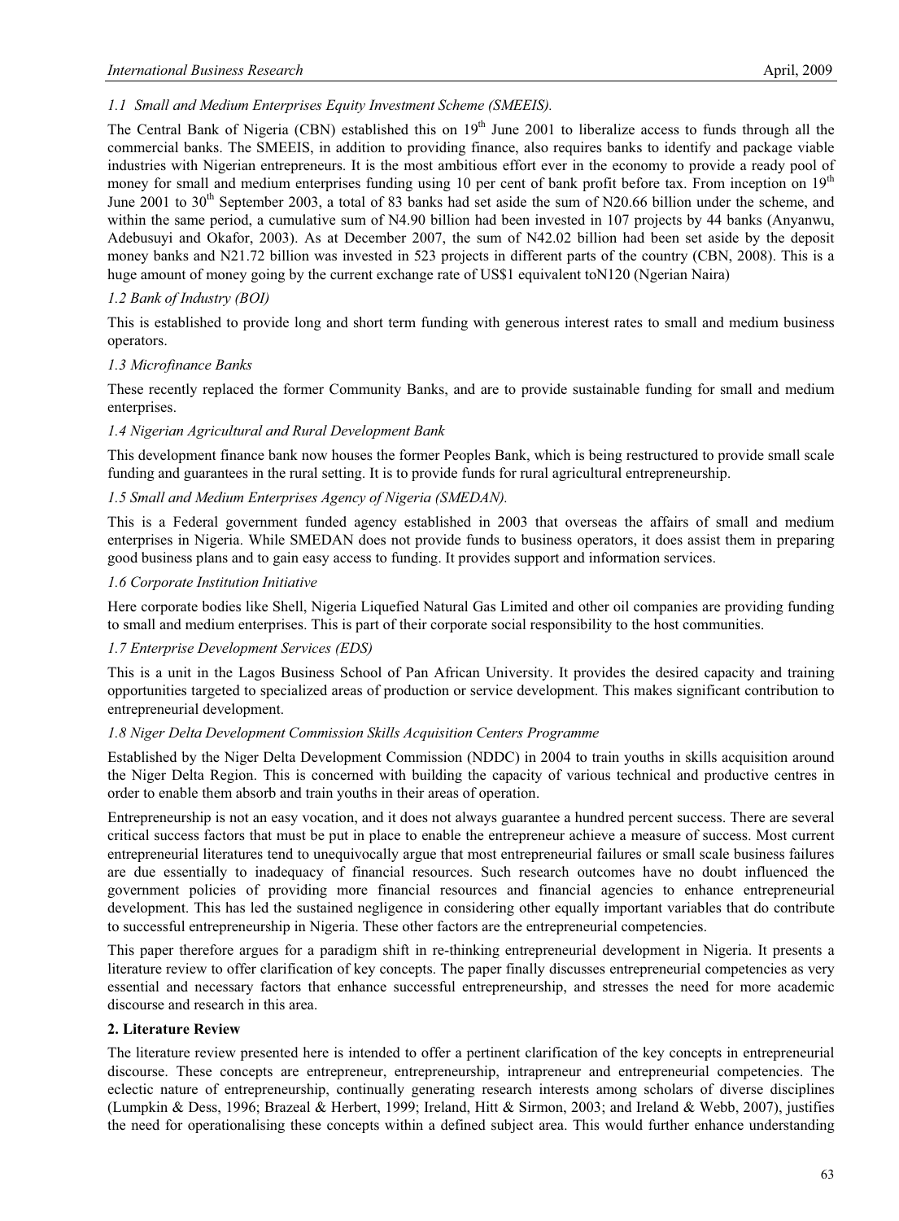### 1.1 Small and Medium Enterprises Equity Investment Scheme (SMEEIS).

The Central Bank of Nigeria (CBN) established this on 19th June 2001 to liberalize access to funds through all the commercial banks. The SMEEIS, in addition to providing finance, also requires banks to identify and package viable industries with Nigerian entrepreneurs. It is the most ambitious effort ever in the economy to provide a ready pool of money for small and medium enterprises funding using 10 per cent of bank profit before tax. From inception on 19th June 2001 to 30th September 2003, a total of 83 banks had set aside the sum of N20.66 billion under the scheme, and within the same period, a cumulative sum of N4.90 billion had been invested in 107 projects by 44 banks (Anyanwu, Adebusuyi and Okafor, 2003). As at December 2007, the sum of N42.02 billion had been set aside by the deposit money banks and N21.72 billion was invested in 523 projects in different parts of the country (CBN, 2008). This is a huge amount of money going by the current exchange rate of US$1 equivalent toN120 (Ngerian Naira)

### 1.2 Bank of Industry (BOI)

This is established to provide long and short term funding with generous interest rates to small and medium business operators.

### 1.3 Microfinance Banks

These recently replaced the former Community Banks, and are to provide sustainable funding for small and medium enterprises.

### 1.4 Nigerian Agricultural and Rural Development Bank

This development finance bank now houses the former Peoples Bank, which is being restructured to provide small scale funding and guarantees in the rural setting. It is to provide funds for rural agricultural entrepreneurship.

### 1.5 Small and Medium Enterprises Agency of Nigeria (SMEDAN).

This is a Federal government funded agency established in 2003 that overseas the affairs of small and medium enterprises in Nigeria. While SMEDAN does not provide funds to business operators, it does assist them in preparing good business plans and to gain easy access to funding. It provides support and information services.

### 1.6 Corporate Institution Initiative

Here corporate bodies like Shell, Nigeria Liquefied Natural Gas Limited and other oil companies are providing funding to small and medium enterprises. This is part of their corporate social responsibility to the host communities.

### 1.7 Enterprise Development Services (EDS)

This is a unit in the Lagos Business School of Pan African University. It provides the desired capacity and training opportunities targeted to specialized areas of production or service development. This makes significant contribution to entrepreneurial development.

### 1.8 Niger Delta Development Commission Skills Acquisition Centers Programme

Established by the Niger Delta Development Commission (NDDC) in 2004 to train youths in skills acquisition around the Niger Delta Region. This is concerned with building the capacity of various technical and productive centres in order to enable them absorb and train youths in their areas of operation.

Entrepreneurship is not an easy vocation, and it does not always guarantee a hundred percent success. There are several critical success factors that must be put in place to enable the entrepreneur achieve a measure of success. Most current entrepreneurial literatures tend to unequivocally argue that most entrepreneurial failures or small scale business failures are due essentially to inadequacy of financial resources. Such research outcomes have no doubt influenced the government policies of providing more financial resources and financial agencies to enhance entrepreneurial development. This has led the sustained negligence in considering other equally important variables that do contribute to successful entrepreneurship in Nigeria. These other factors are the entrepreneurial competencies.

This paper therefore argues for a paradigm shift in re-thinking entrepreneurial development in Nigeria. It presents a literature review to offer clarification of key concepts. The paper finally discusses entrepreneurial competencies as very essential and necessary factors that enhance successful entrepreneurship, and stresses the need for more academic discourse and research in this area.

## 2. Literature Review

The literature review presented here is intended to offer a pertinent clarification of the key concepts in entrepreneurial discourse. These concepts are entrepreneur, entrepreneurship, intrapreneur and entrepreneurial competencies. The eclectic nature of entrepreneurship, continually generating research interests among scholars of diverse disciplines (Lumpkin & Dess, 1996; Brazeal & Herbert, 1999; Ireland, Hitt & Sirmon, 2003; and Ireland & Webb, 2007), justifies the need for operationalising these concepts within a defined subject area. This would further enhance understanding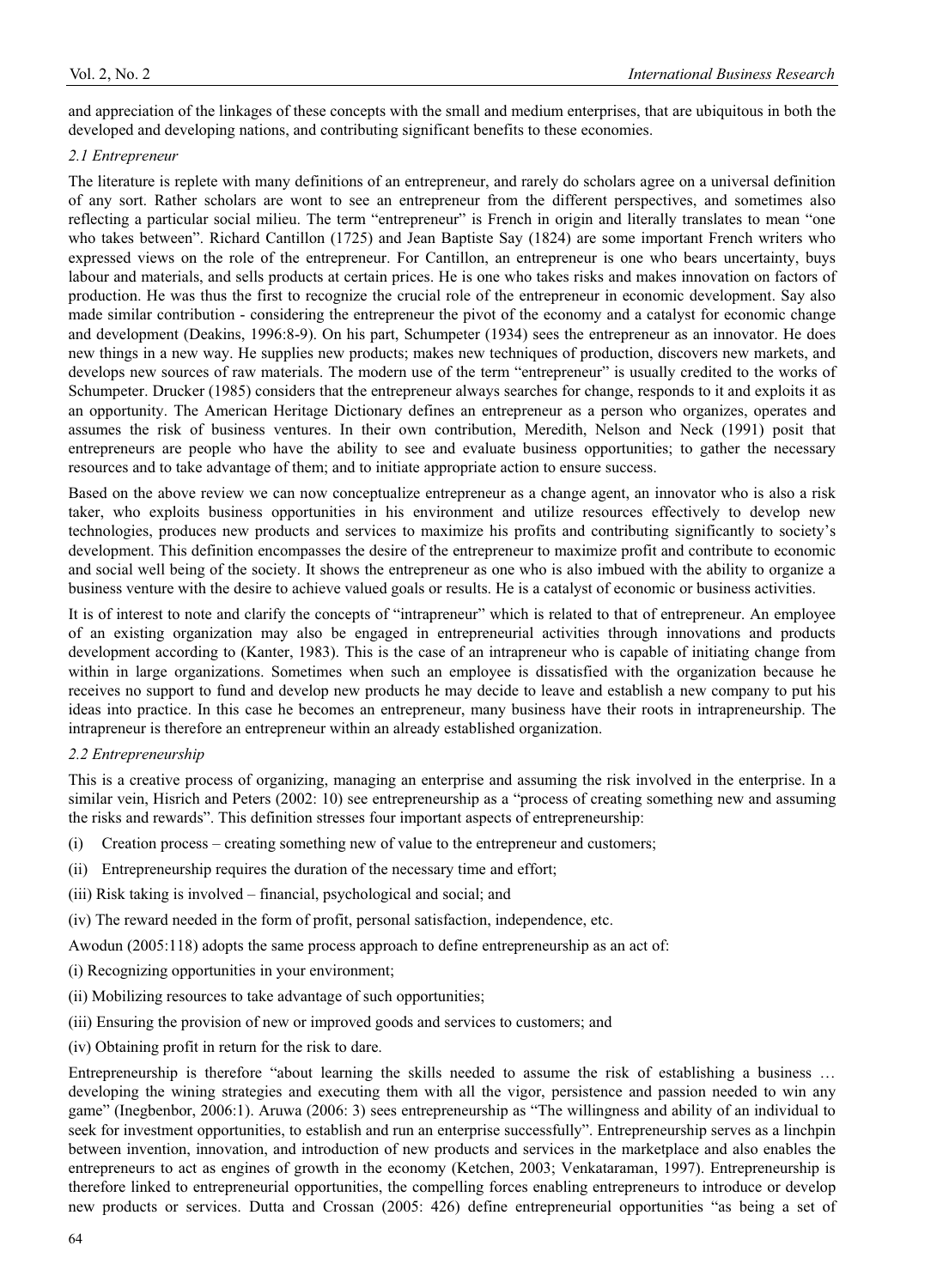and appreciation of the linkages of these concepts with the small and medium enterprises, that are ubiquitous in both the developed and developing nations, and contributing significant benefits to these economies.

### *2.1 Entrepreneur*

The literature is replete with many definitions of an entrepreneur, and rarely do scholars agree on a universal definition of any sort. Rather scholars are wont to see an entrepreneur from the different perspectives, and sometimes also reflecting a particular social milieu. The term "entrepreneur" is French in origin and literally translates to mean "one who takes between". Richard Cantillon (1725) and Jean Baptiste Say (1824) are some important French writers who expressed views on the role of the entrepreneur. For Cantillon, an entrepreneur is one who bears uncertainty, buys labour and materials, and sells products at certain prices. He is one who takes risks and makes innovation on factors of production. He was thus the first to recognize the crucial role of the entrepreneur in economic development. Say also made similar contribution - considering the entrepreneur the pivot of the economy and a catalyst for economic change and development (Deakins, 1996:8-9). On his part, Schumpeter (1934) sees the entrepreneur as an innovator. He does new things in a new way. He supplies new products; makes new techniques of production, discovers new markets, and develops new sources of raw materials. The modern use of the term "entrepreneur" is usually credited to the works of Schumpeter. Drucker (1985) considers that the entrepreneur always searches for change, responds to it and exploits it as an opportunity. The American Heritage Dictionary defines an entrepreneur as a person who organizes, operates and assumes the risk of business ventures. In their own contribution, Meredith, Nelson and Neck (1991) posit that entrepreneurs are people who have the ability to see and evaluate business opportunities; to gather the necessary resources and to take advantage of them; and to initiate appropriate action to ensure success.

Based on the above review we can now conceptualize entrepreneur as a change agent, an innovator who is also a risk taker, who exploits business opportunities in his environment and utilize resources effectively to develop new technologies, produces new products and services to maximize his profits and contributing significantly to society's development. This definition encompasses the desire of the entrepreneur to maximize profit and contribute to economic and social well being of the society. It shows the entrepreneur as one who is also imbued with the ability to organize a business venture with the desire to achieve valued goals or results. He is a catalyst of economic or business activities.

It is of interest to note and clarify the concepts of "intrapreneur" which is related to that of entrepreneur. An employee of an existing organization may also be engaged in entrepreneurial activities through innovations and products development according to (Kanter, 1983). This is the case of an intrapreneur who is capable of initiating change from within in large organizations. Sometimes when such an employee is dissatisfied with the organization because he receives no support to fund and develop new products he may decide to leave and establish a new company to put his ideas into practice. In this case he becomes an entrepreneur, many business have their roots in intrapreneurship. The intrapreneur is therefore an entrepreneur within an already established organization.

### *2.2 Entrepreneurship*

This is a creative process of organizing, managing an enterprise and assuming the risk involved in the enterprise. In a similar vein, Hisrich and Peters (2002: 10) see entrepreneurship as a "process of creating something new and assuming the risks and rewards". This definition stresses four important aspects of entrepreneurship:

(i) Creation process – creating something new of value to the entrepreneur and customers;

(ii) Entrepreneurship requires the duration of the necessary time and effort;

(iii) Risk taking is involved – financial, psychological and social; and

(iv) The reward needed in the form of profit, personal satisfaction, independence, etc.

Awodun (2005:118) adopts the same process approach to define entrepreneurship as an act of:

(i) Recognizing opportunities in your environment;

(ii) Mobilizing resources to take advantage of such opportunities;

(iii) Ensuring the provision of new or improved goods and services to customers; and

(iv) Obtaining profit in return for the risk to dare.

Entrepreneurship is therefore "about learning the skills needed to assume the risk of establishing a business … developing the wining strategies and executing them with all the vigor, persistence and passion needed to win any game" (Inegbenbor, 2006:1). Aruwa (2006: 3) sees entrepreneurship as "The willingness and ability of an individual to seek for investment opportunities, to establish and run an enterprise successfully". Entrepreneurship serves as a linchpin between invention, innovation, and introduction of new products and services in the marketplace and also enables the entrepreneurs to act as engines of growth in the economy (Ketchen, 2003; Venkataraman, 1997). Entrepreneurship is therefore linked to entrepreneurial opportunities, the compelling forces enabling entrepreneurs to introduce or develop new products or services. Dutta and Crossan (2005: 426) define entrepreneurial opportunities "as being a set of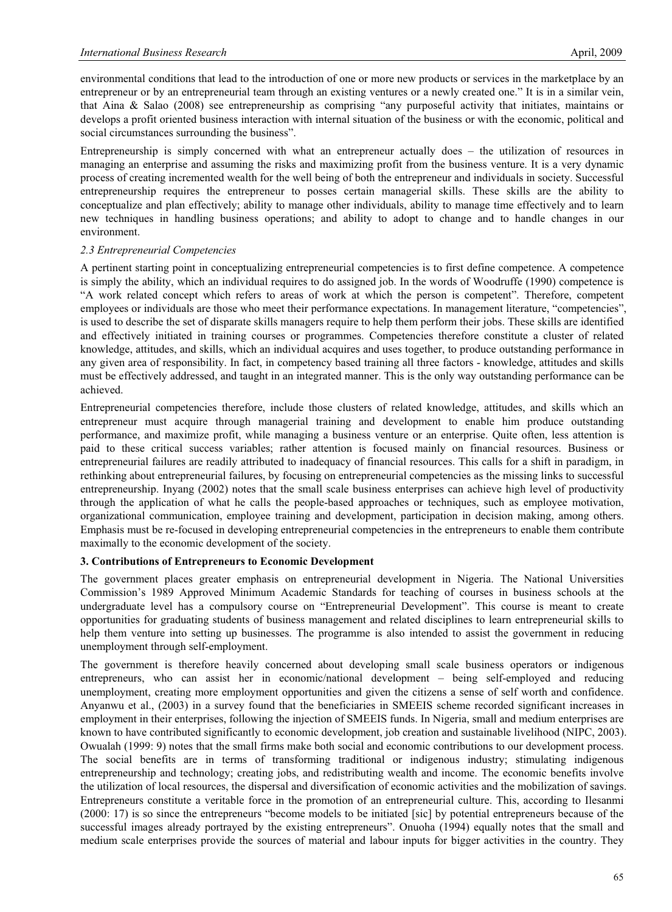environmental conditions that lead to the introduction of one or more new products or services in the marketplace by an entrepreneur or by an entrepreneurial team through an existing ventures or a newly created one." It is in a similar vein, that Aina & Salao (2008) see entrepreneurship as comprising "any purposeful activity that initiates, maintains or develops a profit oriented business interaction with internal situation of the business or with the economic, political and social circumstances surrounding the business".

Entrepreneurship is simply concerned with what an entrepreneur actually does – the utilization of resources in managing an enterprise and assuming the risks and maximizing profit from the business venture. It is a very dynamic process of creating incremented wealth for the well being of both the entrepreneur and individuals in society. Successful entrepreneurship requires the entrepreneur to posses certain managerial skills. These skills are the ability to conceptualize and plan effectively; ability to manage other individuals, ability to manage time effectively and to learn new techniques in handling business operations; and ability to adopt to change and to handle changes in our environment.

### *2.3 Entrepreneurial Competencies*

A pertinent starting point in conceptualizing entrepreneurial competencies is to first define competence. A competence is simply the ability, which an individual requires to do assigned job. In the words of Woodruffe (1990) competence is "A work related concept which refers to areas of work at which the person is competent". Therefore, competent employees or individuals are those who meet their performance expectations. In management literature, "competencies", is used to describe the set of disparate skills managers require to help them perform their jobs. These skills are identified and effectively initiated in training courses or programmes. Competencies therefore constitute a cluster of related knowledge, attitudes, and skills, which an individual acquires and uses together, to produce outstanding performance in any given area of responsibility. In fact, in competency based training all three factors - knowledge, attitudes and skills must be effectively addressed, and taught in an integrated manner. This is the only way outstanding performance can be achieved.

Entrepreneurial competencies therefore, include those clusters of related knowledge, attitudes, and skills which an entrepreneur must acquire through managerial training and development to enable him produce outstanding performance, and maximize profit, while managing a business venture or an enterprise. Quite often, less attention is paid to these critical success variables; rather attention is focused mainly on financial resources. Business or entrepreneurial failures are readily attributed to inadequacy of financial resources. This calls for a shift in paradigm, in rethinking about entrepreneurial failures, by focusing on entrepreneurial competencies as the missing links to successful entrepreneurship. Inyang (2002) notes that the small scale business enterprises can achieve high level of productivity through the application of what he calls the people-based approaches or techniques, such as employee motivation, organizational communication, employee training and development, participation in decision making, among others. Emphasis must be re-focused in developing entrepreneurial competencies in the entrepreneurs to enable them contribute maximally to the economic development of the society.

## 3. Contributions of Entrepreneurs to Economic Development

The government places greater emphasis on entrepreneurial development in Nigeria. The National Universities Commission's 1989 Approved Minimum Academic Standards for teaching of courses in business schools at the undergraduate level has a compulsory course on "Entrepreneurial Development". This course is meant to create opportunities for graduating students of business management and related disciplines to learn entrepreneurial skills to help them venture into setting up businesses. The programme is also intended to assist the government in reducing unemployment through self-employment.

The government is therefore heavily concerned about developing small scale business operators or indigenous entrepreneurs, who can assist her in economic/national development – being self-employed and reducing unemployment, creating more employment opportunities and given the citizens a sense of self worth and confidence. Anyanwu et al., (2003) in a survey found that the beneficiaries in SMEEIS scheme recorded significant increases in employment in their enterprises, following the injection of SMEEIS funds. In Nigeria, small and medium enterprises are known to have contributed significantly to economic development, job creation and sustainable livelihood (NIPC, 2003). Owualah (1999: 9) notes that the small firms make both social and economic contributions to our development process. The social benefits are in terms of transforming traditional or indigenous industry; stimulating indigenous entrepreneurship and technology; creating jobs, and redistributing wealth and income. The economic benefits involve the utilization of local resources, the dispersal and diversification of economic activities and the mobilization of savings. Entrepreneurs constitute a veritable force in the promotion of an entrepreneurial culture. This, according to Ilesanmi (2000: 17) is so since the entrepreneurs "become models to be initiated [sic] by potential entrepreneurs because of the successful images already portrayed by the existing entrepreneurs". Onuoha (1994) equally notes that the small and medium scale enterprises provide the sources of material and labour inputs for bigger activities in the country. They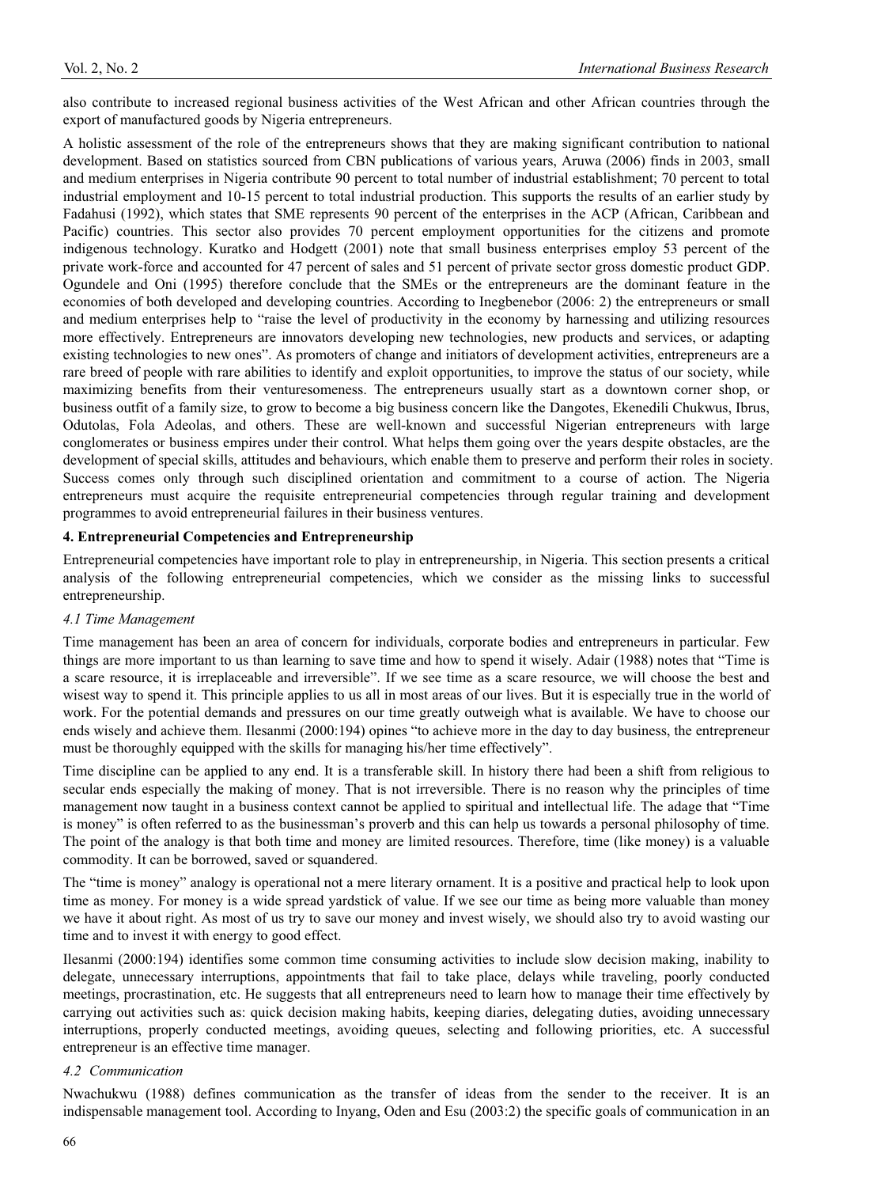also contribute to increased regional business activities of the West African and other African countries through the export of manufactured goods by Nigeria entrepreneurs.

A holistic assessment of the role of the entrepreneurs shows that they are making significant contribution to national development. Based on statistics sourced from CBN publications of various years, Aruwa (2006) finds in 2003, small and medium enterprises in Nigeria contribute 90 percent to total number of industrial establishment; 70 percent to total industrial employment and 10-15 percent to total industrial production. This supports the results of an earlier study by Fadahusi (1992), which states that SME represents 90 percent of the enterprises in the ACP (African, Caribbean and Pacific) countries. This sector also provides 70 percent employment opportunities for the citizens and promote indigenous technology. Kuratko and Hodgett (2001) note that small business enterprises employ 53 percent of the private work-force and accounted for 47 percent of sales and 51 percent of private sector gross domestic product GDP. Ogundele and Oni (1995) therefore conclude that the SMEs or the entrepreneurs are the dominant feature in the economies of both developed and developing countries. According to Inegbenebor (2006: 2) the entrepreneurs or small and medium enterprises help to "raise the level of productivity in the economy by harnessing and utilizing resources more effectively. Entrepreneurs are innovators developing new technologies, new products and services, or adapting existing technologies to new ones". As promoters of change and initiators of development activities, entrepreneurs are a rare breed of people with rare abilities to identify and exploit opportunities, to improve the status of our society, while maximizing benefits from their venturesomeness. The entrepreneurs usually start as a downtown corner shop, or business outfit of a family size, to grow to become a big business concern like the Dangotes, Ekenedili Chukwus, Ibrus, Odutolas, Fola Adeolas, and others. These are well-known and successful Nigerian entrepreneurs with large conglomerates or business empires under their control. What helps them going over the years despite obstacles, are the development of special skills, attitudes and behaviours, which enable them to preserve and perform their roles in society. Success comes only through such disciplined orientation and commitment to a course of action. The Nigeria entrepreneurs must acquire the requisite entrepreneurial competencies through regular training and development programmes to avoid entrepreneurial failures in their business ventures.

## 4. Entrepreneurial Competencies and Entrepreneurship

Entrepreneurial competencies have important role to play in entrepreneurship, in Nigeria. This section presents a critical analysis of the following entrepreneurial competencies, which we consider as the missing links to successful entrepreneurship.

### *4.1 Time Management*

Time management has been an area of concern for individuals, corporate bodies and entrepreneurs in particular. Few things are more important to us than learning to save time and how to spend it wisely. Adair (1988) notes that "Time is a scare resource, it is irreplaceable and irreversible". If we see time as a scare resource, we will choose the best and wisest way to spend it. This principle applies to us all in most areas of our lives. But it is especially true in the world of work. For the potential demands and pressures on our time greatly outweigh what is available. We have to choose our ends wisely and achieve them. Ilesanmi (2000:194) opines "to achieve more in the day to day business, the entrepreneur must be thoroughly equipped with the skills for managing his/her time effectively".

Time discipline can be applied to any end. It is a transferable skill. In history there had been a shift from religious to secular ends especially the making of money. That is not irreversible. There is no reason why the principles of time management now taught in a business context cannot be applied to spiritual and intellectual life. The adage that "Time is money" is often referred to as the businessman's proverb and this can help us towards a personal philosophy of time. The point of the analogy is that both time and money are limited resources. Therefore, time (like money) is a valuable commodity. It can be borrowed, saved or squandered.

The "time is money" analogy is operational not a mere literary ornament. It is a positive and practical help to look upon time as money. For money is a wide spread yardstick of value. If we see our time as being more valuable than money we have it about right. As most of us try to save our money and invest wisely, we should also try to avoid wasting our time and to invest it with energy to good effect.

Ilesanmi (2000:194) identifies some common time consuming activities to include slow decision making, inability to delegate, unnecessary interruptions, appointments that fail to take place, delays while traveling, poorly conducted meetings, procrastination, etc. He suggests that all entrepreneurs need to learn how to manage their time effectively by carrying out activities such as: quick decision making habits, keeping diaries, delegating duties, avoiding unnecessary interruptions, properly conducted meetings, avoiding queues, selecting and following priorities, etc. A successful entrepreneur is an effective time manager.

### *4.2 Communication*

Nwachukwu (1988) defines communication as the transfer of ideas from the sender to the receiver. It is an indispensable management tool. According to Inyang, Oden and Esu (2003:2) the specific goals of communication in an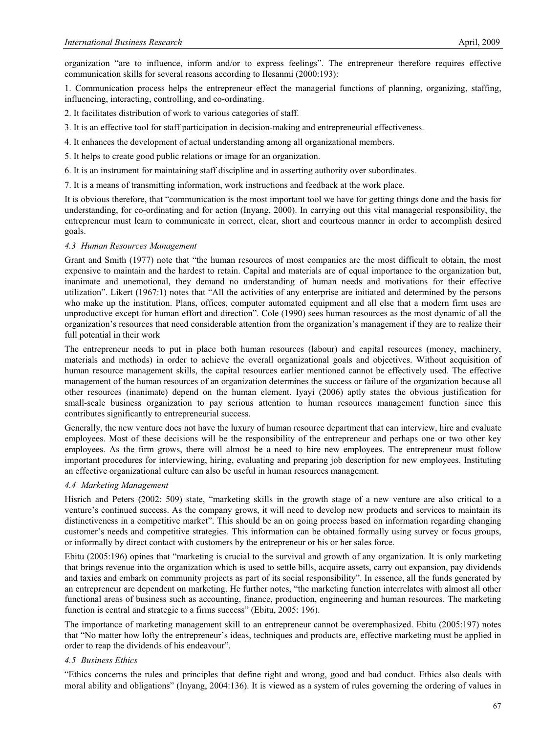organization "are to influence, inform and/or to express feelings". The entrepreneur therefore requires effective communication skills for several reasons according to Ilesanmi (2000:193):

1. Communication process helps the entrepreneur effect the managerial functions of planning, organizing, staffing, influencing, interacting, controlling, and co-ordinating.
2. It facilitates distribution of work to various categories of staff.
3. It is an effective tool for staff participation in decision-making and entrepreneurial effectiveness.
4. It enhances the development of actual understanding among all organizational members.
5. It helps to create good public relations or image for an organization.
6. It is an instrument for maintaining staff discipline and in asserting authority over subordinates.
7. It is a means of transmitting information, work instructions and feedback at the work place.

It is obvious therefore, that "communication is the most important tool we have for getting things done and the basis for understanding, for co-ordinating and for action (Inyang, 2000). In carrying out this vital managerial responsibility, the entrepreneur must learn to communicate in correct, clear, short and courteous manner in order to accomplish desired goals.

### *4.3 Human Resources Management*

Grant and Smith (1977) note that "the human resources of most companies are the most difficult to obtain, the most expensive to maintain and the hardest to retain. Capital and materials are of equal importance to the organization but, inanimate and unemotional, they demand no understanding of human needs and motivations for their effective utilization". Likert (1967:1) notes that "All the activities of any enterprise are initiated and determined by the persons who make up the institution. Plans, offices, computer automated equipment and all else that a modern firm uses are unproductive except for human effort and direction". Cole (1990) sees human resources as the most dynamic of all the organization's resources that need considerable attention from the organization's management if they are to realize their full potential in their work

The entrepreneur needs to put in place both human resources (labour) and capital resources (money, machinery, materials and methods) in order to achieve the overall organizational goals and objectives. Without acquisition of human resource management skills, the capital resources earlier mentioned cannot be effectively used. The effective management of the human resources of an organization determines the success or failure of the organization because all other resources (inanimate) depend on the human element. Iyayi (2006) aptly states the obvious justification for small-scale business organization to pay serious attention to human resources management function since this contributes significantly to entrepreneurial success.

Generally, the new venture does not have the luxury of human resource department that can interview, hire and evaluate employees. Most of these decisions will be the responsibility of the entrepreneur and perhaps one or two other key employees. As the firm grows, there will almost be a need to hire new employees. The entrepreneur must follow important procedures for interviewing, hiring, evaluating and preparing job description for new employees. Instituting an effective organizational culture can also be useful in human resources management.

### *4.4 Marketing Management*

Hisrich and Peters (2002: 509) state, "marketing skills in the growth stage of a new venture are also critical to a venture's continued success. As the company grows, it will need to develop new products and services to maintain its distinctiveness in a competitive market". This should be an on going process based on information regarding changing customer's needs and competitive strategies. This information can be obtained formally using survey or focus groups, or informally by direct contact with customers by the entrepreneur or his or her sales force.

Ebitu (2005:196) opines that "marketing is crucial to the survival and growth of any organization. It is only marketing that brings revenue into the organization which is used to settle bills, acquire assets, carry out expansion, pay dividends and taxies and embark on community projects as part of its social responsibility". In essence, all the funds generated by an entrepreneur are dependent on marketing. He further notes, "the marketing function interrelates with almost all other functional areas of business such as accounting, finance, production, engineering and human resources. The marketing function is central and strategic to a firms success" (Ebitu, 2005: 196).

The importance of marketing management skill to an entrepreneur cannot be overemphasized. Ebitu (2005:197) notes that "No matter how lofty the entrepreneur's ideas, techniques and products are, effective marketing must be applied in order to reap the dividends of his endeavour".

### *4.5 Business Ethics*

"Ethics concerns the rules and principles that define right and wrong, good and bad conduct. Ethics also deals with moral ability and obligations" (Inyang, 2004:136). It is viewed as a system of rules governing the ordering of values in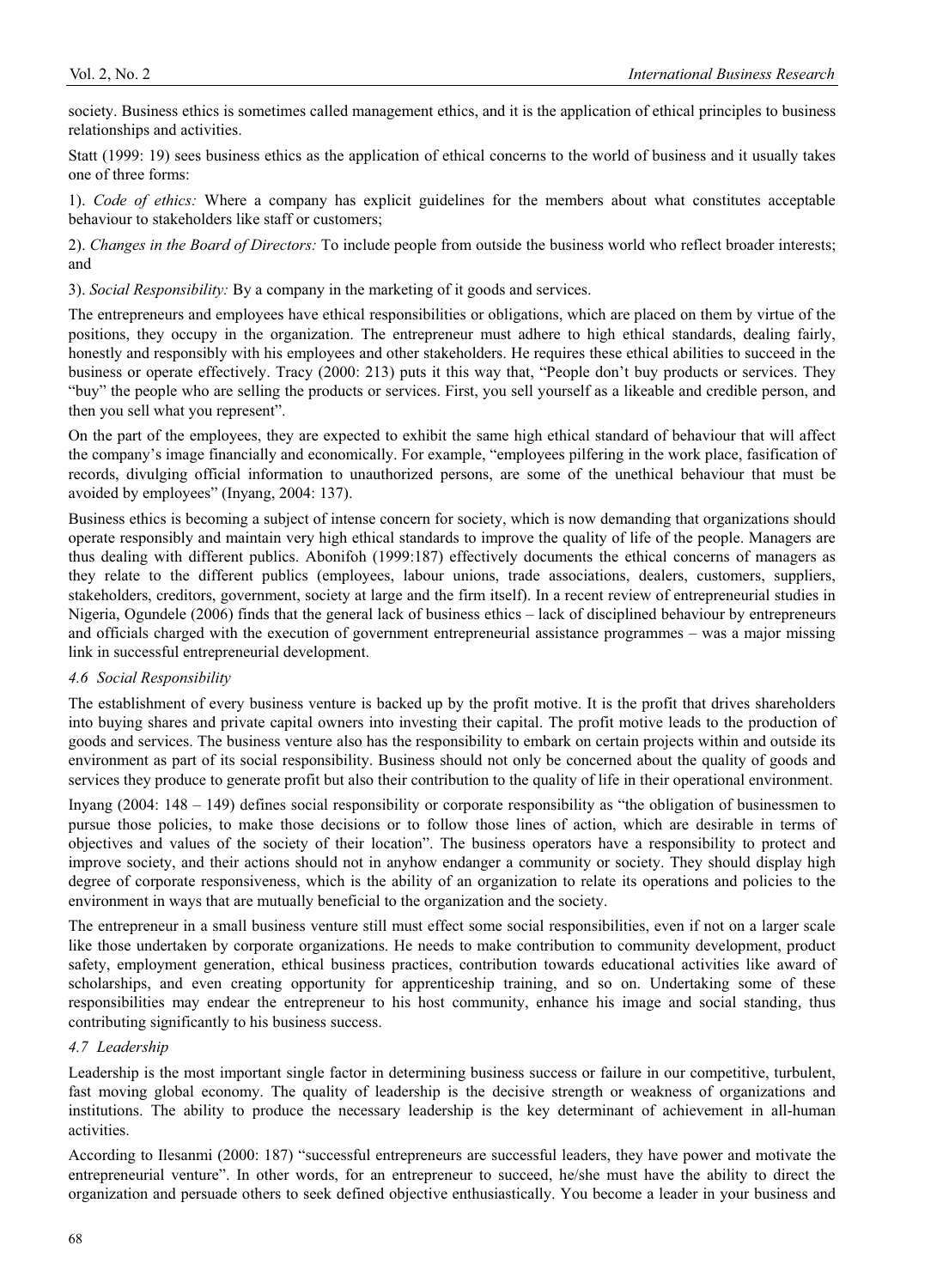society. Business ethics is sometimes called management ethics, and it is the application of ethical principles to business relationships and activities.

Statt (1999: 19) sees business ethics as the application of ethical concerns to the world of business and it usually takes one of three forms:

1). *Code of ethics:* Where a company has explicit guidelines for the members about what constitutes acceptable behaviour to stakeholders like staff or customers;

2). *Changes in the Board of Directors:* To include people from outside the business world who reflect broader interests; and

3). *Social Responsibility:* By a company in the marketing of it goods and services.

The entrepreneurs and employees have ethical responsibilities or obligations, which are placed on them by virtue of the positions, they occupy in the organization. The entrepreneur must adhere to high ethical standards, dealing fairly, honestly and responsibly with his employees and other stakeholders. He requires these ethical abilities to succeed in the business or operate effectively. Tracy (2000: 213) puts it this way that, "People don't buy products or services. They "buy" the people who are selling the products or services. First, you sell yourself as a likeable and credible person, and then you sell what you represent".

On the part of the employees, they are expected to exhibit the same high ethical standard of behaviour that will affect the company's image financially and economically. For example, "employees pilfering in the work place, fasification of records, divulging official information to unauthorized persons, are some of the unethical behaviour that must be avoided by employees" (Inyang, 2004: 137).

Business ethics is becoming a subject of intense concern for society, which is now demanding that organizations should operate responsibly and maintain very high ethical standards to improve the quality of life of the people. Managers are thus dealing with different publics. Abonifoh (1999:187) effectively documents the ethical concerns of managers as they relate to the different publics (employees, labour unions, trade associations, dealers, customers, suppliers, stakeholders, creditors, government, society at large and the firm itself). In a recent review of entrepreneurial studies in Nigeria, Ogundele (2006) finds that the general lack of business ethics – lack of disciplined behaviour by entrepreneurs and officials charged with the execution of government entrepreneurial assistance programmes – was a major missing link in successful entrepreneurial development.

### *4.6 Social Responsibility*

The establishment of every business venture is backed up by the profit motive. It is the profit that drives shareholders into buying shares and private capital owners into investing their capital. The profit motive leads to the production of goods and services. The business venture also has the responsibility to embark on certain projects within and outside its environment as part of its social responsibility. Business should not only be concerned about the quality of goods and services they produce to generate profit but also their contribution to the quality of life in their operational environment.

Inyang (2004: 148 – 149) defines social responsibility or corporate responsibility as "the obligation of businessmen to pursue those policies, to make those decisions or to follow those lines of action, which are desirable in terms of objectives and values of the society of their location". The business operators have a responsibility to protect and improve society, and their actions should not in anyhow endanger a community or society. They should display high degree of corporate responsiveness, which is the ability of an organization to relate its operations and policies to the environment in ways that are mutually beneficial to the organization and the society.

The entrepreneur in a small business venture still must effect some social responsibilities, even if not on a larger scale like those undertaken by corporate organizations. He needs to make contribution to community development, product safety, employment generation, ethical business practices, contribution towards educational activities like award of scholarships, and even creating opportunity for apprenticeship training, and so on. Undertaking some of these responsibilities may endear the entrepreneur to his host community, enhance his image and social standing, thus contributing significantly to his business success.

### *4.7 Leadership*

Leadership is the most important single factor in determining business success or failure in our competitive, turbulent, fast moving global economy. The quality of leadership is the decisive strength or weakness of organizations and institutions. The ability to produce the necessary leadership is the key determinant of achievement in all-human activities.

According to Ilesanmi (2000: 187) "successful entrepreneurs are successful leaders, they have power and motivate the entrepreneurial venture". In other words, for an entrepreneur to succeed, he/she must have the ability to direct the organization and persuade others to seek defined objective enthusiastically. You become a leader in your business and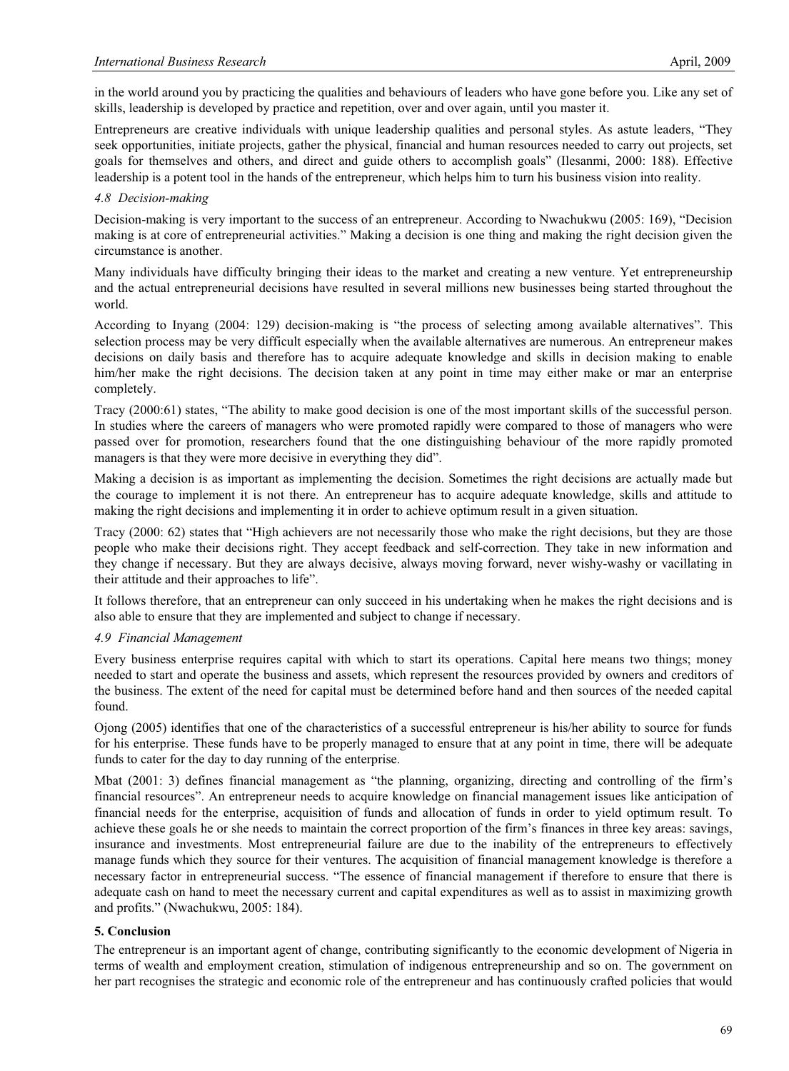in the world around you by practicing the qualities and behaviours of leaders who have gone before you. Like any set of skills, leadership is developed by practice and repetition, over and over again, until you master it.

Entrepreneurs are creative individuals with unique leadership qualities and personal styles. As astute leaders, "They seek opportunities, initiate projects, gather the physical, financial and human resources needed to carry out projects, set goals for themselves and others, and direct and guide others to accomplish goals" (Ilesanmi, 2000: 188). Effective leadership is a potent tool in the hands of the entrepreneur, which helps him to turn his business vision into reality.

### *4.8 Decision-making*

Decision-making is very important to the success of an entrepreneur. According to Nwachukwu (2005: 169), "Decision making is at core of entrepreneurial activities." Making a decision is one thing and making the right decision given the circumstance is another.

Many individuals have difficulty bringing their ideas to the market and creating a new venture. Yet entrepreneurship and the actual entrepreneurial decisions have resulted in several millions new businesses being started throughout the world.

According to Inyang (2004: 129) decision-making is "the process of selecting among available alternatives". This selection process may be very difficult especially when the available alternatives are numerous. An entrepreneur makes decisions on daily basis and therefore has to acquire adequate knowledge and skills in decision making to enable him/her make the right decisions. The decision taken at any point in time may either make or mar an enterprise completely.

Tracy (2000:61) states, "The ability to make good decision is one of the most important skills of the successful person. In studies where the careers of managers who were promoted rapidly were compared to those of managers who were passed over for promotion, researchers found that the one distinguishing behaviour of the more rapidly promoted managers is that they were more decisive in everything they did".

Making a decision is as important as implementing the decision. Sometimes the right decisions are actually made but the courage to implement it is not there. An entrepreneur has to acquire adequate knowledge, skills and attitude to making the right decisions and implementing it in order to achieve optimum result in a given situation.

Tracy (2000: 62) states that "High achievers are not necessarily those who make the right decisions, but they are those people who make their decisions right. They accept feedback and self-correction. They take in new information and they change if necessary. But they are always decisive, always moving forward, never wishy-washy or vacillating in their attitude and their approaches to life".

It follows therefore, that an entrepreneur can only succeed in his undertaking when he makes the right decisions and is also able to ensure that they are implemented and subject to change if necessary.

### *4.9 Financial Management*

Every business enterprise requires capital with which to start its operations. Capital here means two things; money needed to start and operate the business and assets, which represent the resources provided by owners and creditors of the business. The extent of the need for capital must be determined before hand and then sources of the needed capital found.

Ojong (2005) identifies that one of the characteristics of a successful entrepreneur is his/her ability to source for funds for his enterprise. These funds have to be properly managed to ensure that at any point in time, there will be adequate funds to cater for the day to day running of the enterprise.

Mbat (2001: 3) defines financial management as "the planning, organizing, directing and controlling of the firm's financial resources". An entrepreneur needs to acquire knowledge on financial management issues like anticipation of financial needs for the enterprise, acquisition of funds and allocation of funds in order to yield optimum result. To achieve these goals he or she needs to maintain the correct proportion of the firm's finances in three key areas: savings, insurance and investments. Most entrepreneurial failure are due to the inability of the entrepreneurs to effectively manage funds which they source for their ventures. The acquisition of financial management knowledge is therefore a necessary factor in entrepreneurial success. "The essence of financial management if therefore to ensure that there is adequate cash on hand to meet the necessary current and capital expenditures as well as to assist in maximizing growth and profits." (Nwachukwu, 2005: 184).

## 5. Conclusion

The entrepreneur is an important agent of change, contributing significantly to the economic development of Nigeria in terms of wealth and employment creation, stimulation of indigenous entrepreneurship and so on. The government on her part recognises the strategic and economic role of the entrepreneur and has continuously crafted policies that would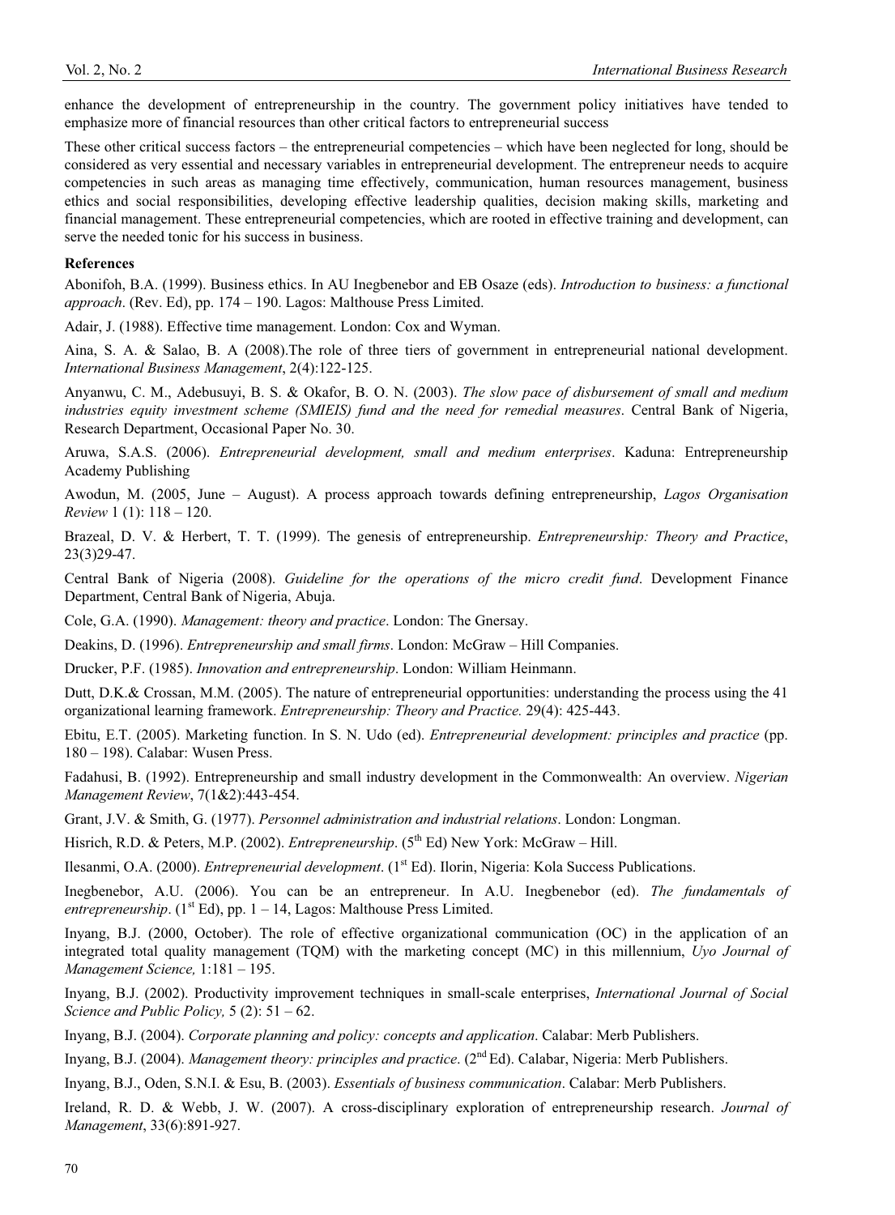enhance the development of entrepreneurship in the country. The government policy initiatives have tended to emphasize more of financial resources than other critical factors to entrepreneurial success

These other critical success factors – the entrepreneurial competencies – which have been neglected for long, should be considered as very essential and necessary variables in entrepreneurial development. The entrepreneur needs to acquire competencies in such areas as managing time effectively, communication, human resources management, business ethics and social responsibilities, developing effective leadership qualities, decision making skills, marketing and financial management. These entrepreneurial competencies, which are rooted in effective training and development, can serve the needed tonic for his success in business.

**References**

Abonifoh, B.A. (1999). Business ethics. In AU Inegbenebor and EB Osaze (eds). *Introduction to business: a functional approach*. (Rev. Ed), pp. 174 – 190. Lagos: Malthouse Press Limited.

Adair, J. (1988). Effective time management. London: Cox and Wyman.

Aina, S. A. & Salao, B. A (2008).The role of three tiers of government in entrepreneurial national development. *International Business Management*, 2(4):122-125.

Anyanwu, C. M., Adebusuyi, B. S. & Okafor, B. O. N. (2003). *The slow pace of disbursement of small and medium industries equity investment scheme (SMIEIS) fund and the need for remedial measures*. Central Bank of Nigeria, Research Department, Occasional Paper No. 30.

Aruwa, S.A.S. (2006). *Entrepreneurial development, small and medium enterprises*. Kaduna: Entrepreneurship Academy Publishing

Awodun, M. (2005, June – August). A process approach towards defining entrepreneurship, *Lagos Organisation Review* 1 (1): 118 – 120.

Brazeal, D. V. & Herbert, T. T. (1999). The genesis of entrepreneurship. *Entrepreneurship: Theory and Practice*, 23(3)29-47.

Central Bank of Nigeria (2008). *Guideline for the operations of the micro credit fund*. Development Finance Department, Central Bank of Nigeria, Abuja.

Cole, G.A. (1990). *Management: theory and practice*. London: The Gnersay.

Deakins, D. (1996). *Entrepreneurship and small firms*. London: McGraw – Hill Companies.

Drucker, P.F. (1985). *Innovation and entrepreneurship*. London: William Heinmann.

Dutt, D.K.& Crossan, M.M. (2005). The nature of entrepreneurial opportunities: understanding the process using the 41 organizational learning framework. *Entrepreneurship: Theory and Practice.* 29(4): 425-443.

Ebitu, E.T. (2005). Marketing function. In S. N. Udo (ed). *Entrepreneurial development: principles and practice* (pp. 180 – 198). Calabar: Wusen Press.

Fadahusi, B. (1992). Entrepreneurship and small industry development in the Commonwealth: An overview. *Nigerian Management Review*, 7(1&2):443-454.

Grant, J.V. & Smith, G. (1977). *Personnel administration and industrial relations*. London: Longman.

Hisrich, R.D. & Peters, M.P. (2002). *Entrepreneurship*. (5th Ed) New York: McGraw – Hill.

Ilesanmi, O.A. (2000). *Entrepreneurial development*. (1st Ed). Ilorin, Nigeria: Kola Success Publications.

Inegbenebor, A.U. (2006). You can be an entrepreneur. In A.U. Inegbenebor (ed). *The fundamentals of entrepreneurship*. (1st Ed), pp. 1 – 14, Lagos: Malthouse Press Limited.

Inyang, B.J. (2000, October). The role of effective organizational communication (OC) in the application of an integrated total quality management (TQM) with the marketing concept (MC) in this millennium, *Uyo Journal of Management Science,* 1:181 – 195.

Inyang, B.J. (2002). Productivity improvement techniques in small-scale enterprises, *International Journal of Social Science and Public Policy,* 5 (2): 51 – 62.

Inyang, B.J. (2004). *Corporate planning and policy: concepts and application*. Calabar: Merb Publishers.

Inyang, B.J. (2004). *Management theory: principles and practice*. (2nd Ed). Calabar, Nigeria: Merb Publishers.

Inyang, B.J., Oden, S.N.I. & Esu, B. (2003). *Essentials of business communication*. Calabar: Merb Publishers.

Ireland, R. D. & Webb, J. W. (2007). A cross-disciplinary exploration of entrepreneurship research. *Journal of Management*, 33(6):891-927.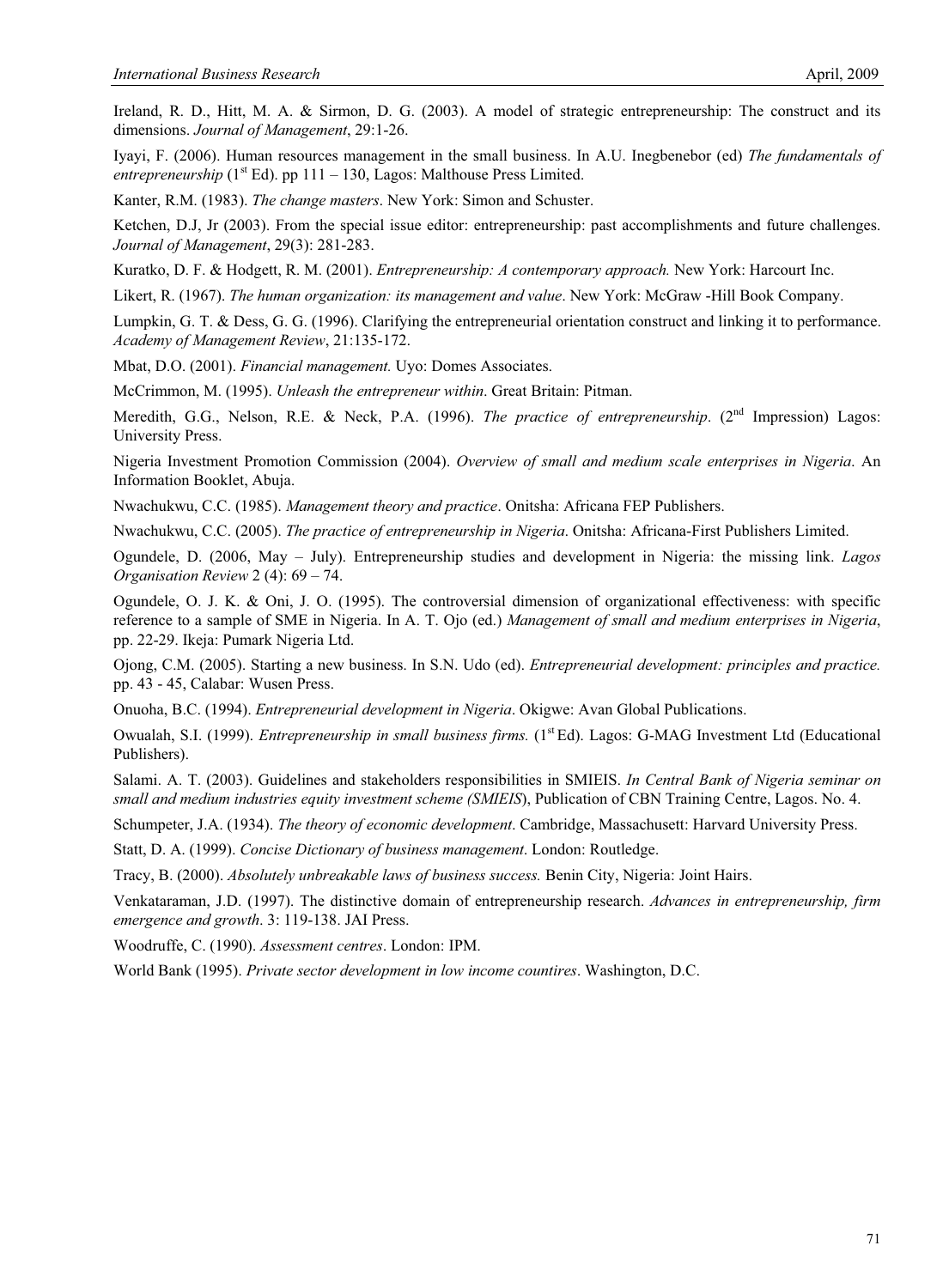Ireland, R. D., Hitt, M. A. & Sirmon, D. G. (2003). A model of strategic entrepreneurship: The construct and its dimensions. *Journal of Management*, 29:1-26.

Iyayi, F. (2006). Human resources management in the small business. In A.U. Inegbenebor (ed) *The fundamentals of entrepreneurship* (1st Ed). pp 111 – 130, Lagos: Malthouse Press Limited.

Kanter, R.M. (1983). *The change masters*. New York: Simon and Schuster.

Ketchen, D.J, Jr (2003). From the special issue editor: entrepreneurship: past accomplishments and future challenges. *Journal of Management*, 29(3): 281-283.

Kuratko, D. F. & Hodgett, R. M. (2001). *Entrepreneurship: A contemporary approach.* New York: Harcourt Inc.

Likert, R. (1967). *The human organization: its management and value*. New York: McGraw -Hill Book Company.

Lumpkin, G. T. & Dess, G. G. (1996). Clarifying the entrepreneurial orientation construct and linking it to performance. *Academy of Management Review*, 21:135-172.

Mbat, D.O. (2001). *Financial management.* Uyo: Domes Associates.

McCrimmon, M. (1995). *Unleash the entrepreneur within*. Great Britain: Pitman.

Meredith, G.G., Nelson, R.E. & Neck, P.A. (1996). *The practice of entrepreneurship*. (2nd Impression) Lagos: University Press.

Nigeria Investment Promotion Commission (2004). *Overview of small and medium scale enterprises in Nigeria*. An Information Booklet, Abuja.

Nwachukwu, C.C. (1985). *Management theory and practice*. Onitsha: Africana FEP Publishers.

Nwachukwu, C.C. (2005). *The practice of entrepreneurship in Nigeria*. Onitsha: Africana-First Publishers Limited.

Ogundele, D. (2006, May – July). Entrepreneurship studies and development in Nigeria: the missing link. *Lagos Organisation Review* 2 (4): 69 – 74.

Ogundele, O. J. K. & Oni, J. O. (1995). The controversial dimension of organizational effectiveness: with specific reference to a sample of SME in Nigeria. In A. T. Ojo (ed.) *Management of small and medium enterprises in Nigeria*, pp. 22-29. Ikeja: Pumark Nigeria Ltd.

Ojong, C.M. (2005). Starting a new business. In S.N. Udo (ed). *Entrepreneurial development: principles and practice.* pp. 43 - 45, Calabar: Wusen Press.

Onuoha, B.C. (1994). *Entrepreneurial development in Nigeria*. Okigwe: Avan Global Publications.

Owualah, S.I. (1999). *Entrepreneurship in small business firms.* (1st Ed). Lagos: G-MAG Investment Ltd (Educational Publishers).

Salami. A. T. (2003). Guidelines and stakeholders responsibilities in SMIEIS. *In Central Bank of Nigeria seminar on small and medium industries equity investment scheme (SMIEIS*), Publication of CBN Training Centre, Lagos. No. 4.

Schumpeter, J.A. (1934). *The theory of economic development*. Cambridge, Massachusett: Harvard University Press.

Statt, D. A. (1999). *Concise Dictionary of business management*. London: Routledge.

Tracy, B. (2000). *Absolutely unbreakable laws of business success.* Benin City, Nigeria: Joint Hairs.

Venkataraman, J.D. (1997). The distinctive domain of entrepreneurship research. *Advances in entrepreneurship, firm emergence and growth*. 3: 119-138. JAI Press.

Woodruffe, C. (1990). *Assessment centres*. London: IPM.

World Bank (1995). *Private sector development in low income countires*. Washington, D.C.